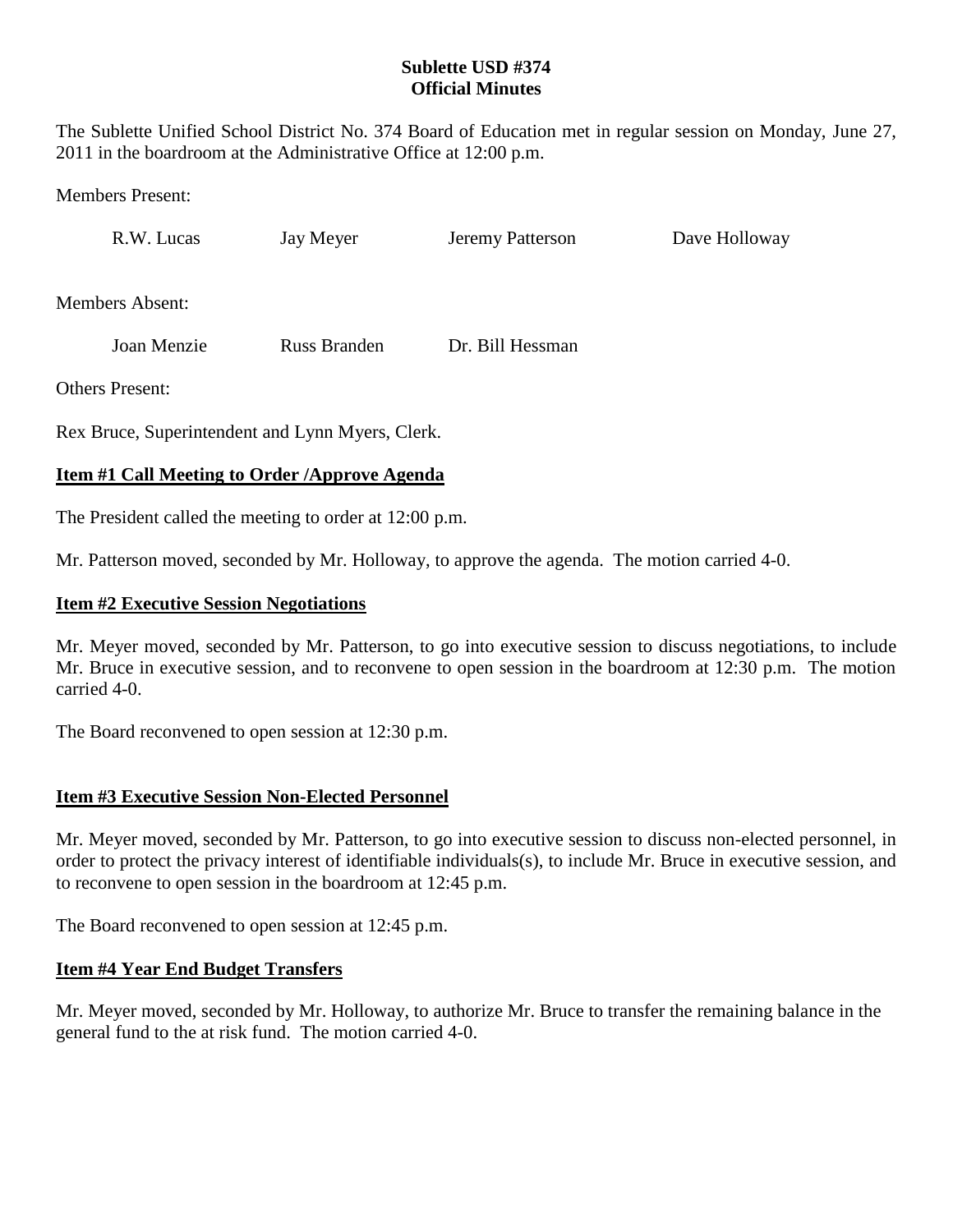**Sublette USD #374**
**Official Minutes**

The Sublette Unified School District No. 374 Board of Education met in regular session on Monday, June 27, 2011 in the boardroom at the Administrative Office at 12:00 p.m.

Members Present:

R.W. Lucas    Jay Meyer    Jeremy Patterson    Dave Holloway

Members Absent:

Joan Menzie    Russ Branden    Dr. Bill Hessman

Others Present:

Rex Bruce, Superintendent and Lynn Myers, Clerk.

**Item #1 Call Meeting to Order /Approve Agenda**

The President called the meeting to order at 12:00 p.m.

Mr. Patterson moved, seconded by Mr. Holloway, to approve the agenda. The motion carried 4-0.

**Item #2 Executive Session Negotiations**

Mr. Meyer moved, seconded by Mr. Patterson, to go into executive session to discuss negotiations, to include Mr. Bruce in executive session, and to reconvene to open session in the boardroom at 12:30 p.m. The motion carried 4-0.

The Board reconvened to open session at 12:30 p.m.

**Item #3 Executive Session Non-Elected Personnel**

Mr. Meyer moved, seconded by Mr. Patterson, to go into executive session to discuss non-elected personnel, in order to protect the privacy interest of identifiable individuals(s), to include Mr. Bruce in executive session, and to reconvene to open session in the boardroom at 12:45 p.m.

The Board reconvened to open session at 12:45 p.m.

**Item #4 Year End Budget Transfers**

Mr. Meyer moved, seconded by Mr. Holloway, to authorize Mr. Bruce to transfer the remaining balance in the general fund to the at risk fund. The motion carried 4-0.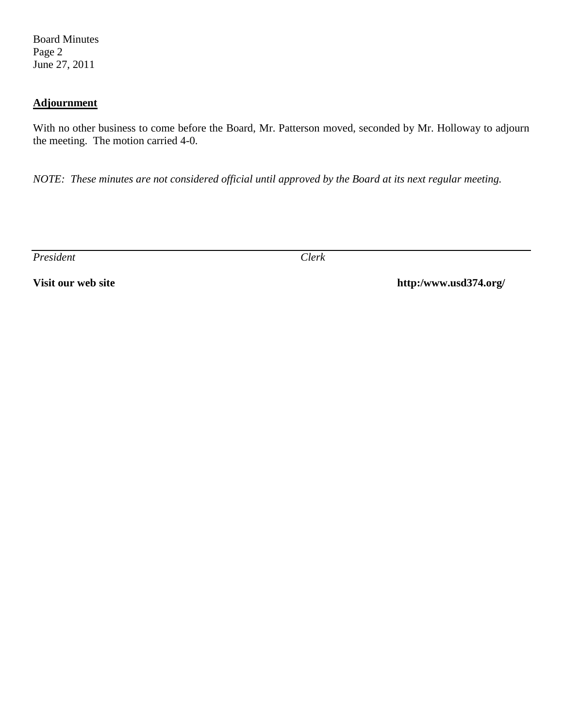## Adjournment

With no other business to come before the Board, Mr. Patterson moved, seconded by Mr. Holloway to adjourn the meeting. The motion carried 4-0.

*NOTE: These minutes are not considered official until approved by the Board at its next regular meeting.*

*President* *Clerk*

**Visit our web site** **http:/www.usd374.org/**